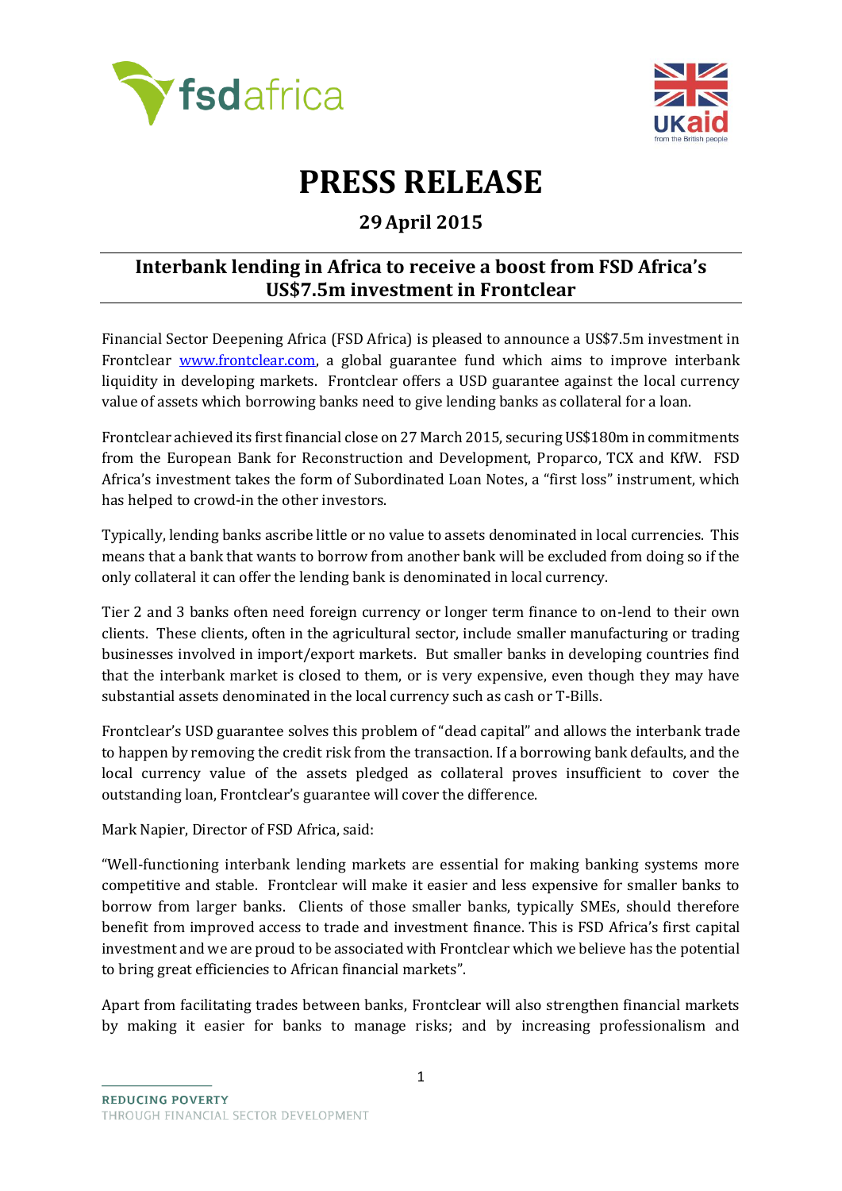# PRESS RELEASE

## 29 April 2015

## Interbank lending in Africa to receive a boost from FSD Africa's US$7.5m investment in Frontclear

Financial Sector Deepening Africa (FSD Africa) is pleased to announce a US$7.5m investment in Frontclear www.frontclear.com, a global guarantee fund which aims to improve interbank liquidity in developing markets. Frontclear offers a USD guarantee against the local currency value of assets which borrowing banks need to give lending banks as collateral for a loan.

Frontclear achieved its first financial close on 27 March 2015, securing US$180m in commitments from the European Bank for Reconstruction and Development, Proparco, TCX and KfW. FSD Africa's investment takes the form of Subordinated Loan Notes, a "first loss" instrument, which has helped to crowd-in the other investors.

Typically, lending banks ascribe little or no value to assets denominated in local currencies. This means that a bank that wants to borrow from another bank will be excluded from doing so if the only collateral it can offer the lending bank is denominated in local currency.

Tier 2 and 3 banks often need foreign currency or longer term finance to on-lend to their own clients. These clients, often in the agricultural sector, include smaller manufacturing or trading businesses involved in import/export markets. But smaller banks in developing countries find that the interbank market is closed to them, or is very expensive, even though they may have substantial assets denominated in the local currency such as cash or T-Bills.

Frontclear's USD guarantee solves this problem of "dead capital" and allows the interbank trade to happen by removing the credit risk from the transaction. If a borrowing bank defaults, and the local currency value of the assets pledged as collateral proves insufficient to cover the outstanding loan, Frontclear's guarantee will cover the difference.

Mark Napier, Director of FSD Africa, said:

"Well-functioning interbank lending markets are essential for making banking systems more competitive and stable. Frontclear will make it easier and less expensive for smaller banks to borrow from larger banks. Clients of those smaller banks, typically SMEs, should therefore benefit from improved access to trade and investment finance. This is FSD Africa's first capital investment and we are proud to be associated with Frontclear which we believe has the potential to bring great efficiencies to African financial markets".

Apart from facilitating trades between banks, Frontclear will also strengthen financial markets by making it easier for banks to manage risks; and by increasing professionalism and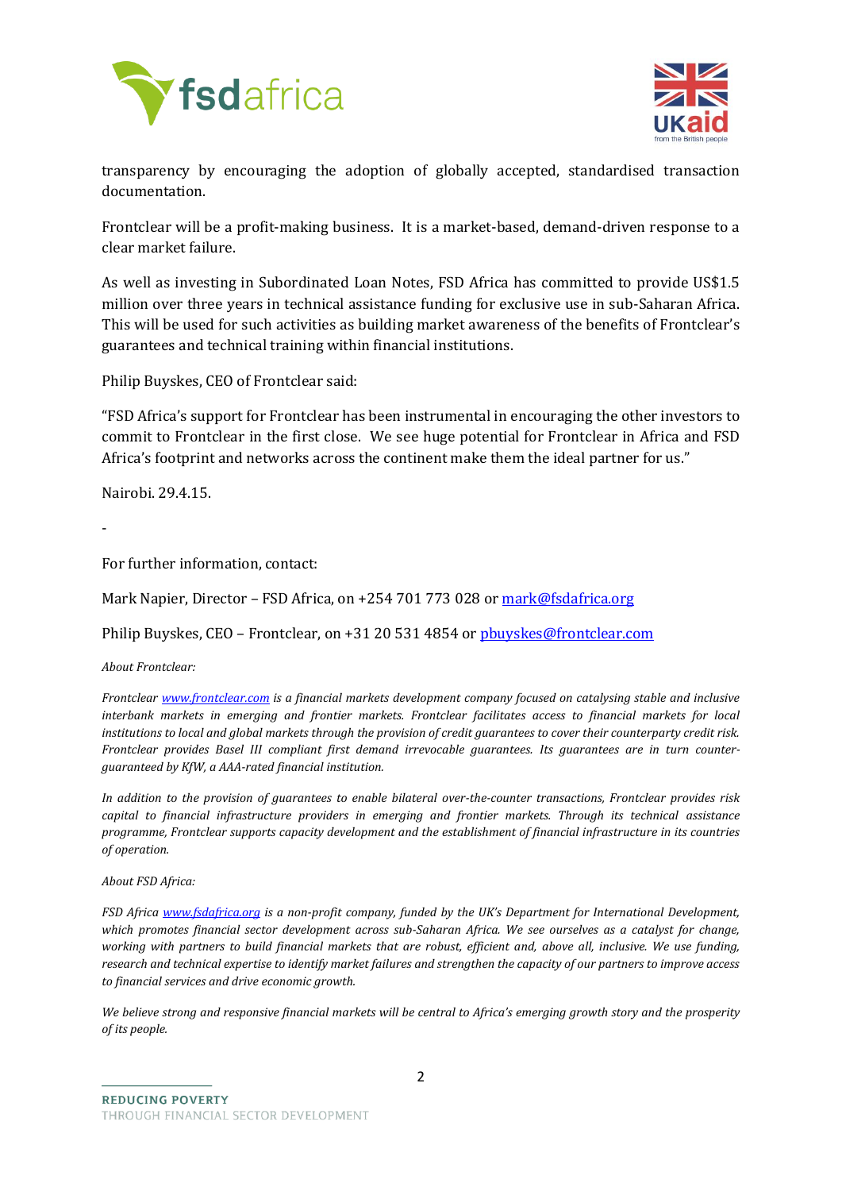transparency by encouraging the adoption of globally accepted, standardised transaction documentation.

Frontclear will be a profit-making business. It is a market-based, demand-driven response to a clear market failure.

As well as investing in Subordinated Loan Notes, FSD Africa has committed to provide US$1.5 million over three years in technical assistance funding for exclusive use in sub-Saharan Africa. This will be used for such activities as building market awareness of the benefits of Frontclear's guarantees and technical training within financial institutions.

Philip Buyskes, CEO of Frontclear said:

"FSD Africa's support for Frontclear has been instrumental in encouraging the other investors to commit to Frontclear in the first close. We see huge potential for Frontclear in Africa and FSD Africa's footprint and networks across the continent make them the ideal partner for us."

Nairobi. 29.4.15.

-

For further information, contact:

Mark Napier, Director – FSD Africa, on +254 701 773 028 or mark@fsdafrica.org

Philip Buyskes, CEO – Frontclear, on +31 20 531 4854 or pbuyskes@frontclear.com

*About Frontclear:*

*Frontclear www.frontclear.com is a financial markets development company focused on catalysing stable and inclusive interbank markets in emerging and frontier markets. Frontclear facilitates access to financial markets for local institutions to local and global markets through the provision of credit guarantees to cover their counterparty credit risk. Frontclear provides Basel III compliant first demand irrevocable guarantees. Its guarantees are in turn counter-guaranteed by KfW, a AAA-rated financial institution.*

*In addition to the provision of guarantees to enable bilateral over-the-counter transactions, Frontclear provides risk capital to financial infrastructure providers in emerging and frontier markets. Through its technical assistance programme, Frontclear supports capacity development and the establishment of financial infrastructure in its countries of operation.*

*About FSD Africa:*

*FSD Africa www.fsdafrica.org is a non-profit company, funded by the UK's Department for International Development, which promotes financial sector development across sub-Saharan Africa. We see ourselves as a catalyst for change, working with partners to build financial markets that are robust, efficient and, above all, inclusive. We use funding, research and technical expertise to identify market failures and strengthen the capacity of our partners to improve access to financial services and drive economic growth.*

*We believe strong and responsive financial markets will be central to Africa's emerging growth story and the prosperity of its people.*